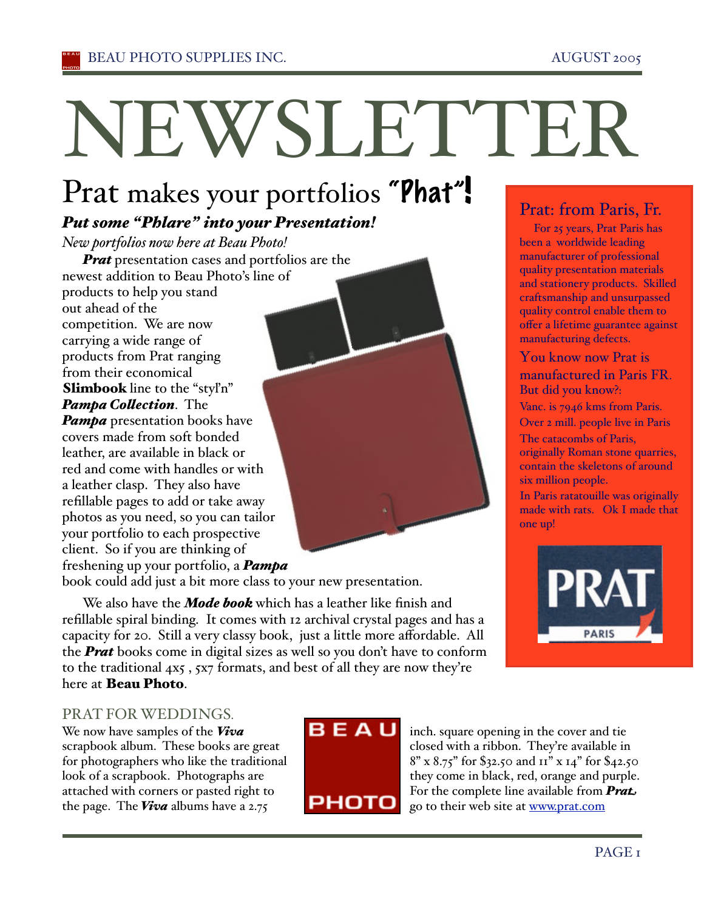# NEWSLETTER

## Prat makes your portfolios "Phat"!

***Put some "Phlare" into your Presentation!***

*New portfolios now here at Beau Photo!*

***Prat*** presentation cases and portfolios are the newest addition to Beau Photo's line of products to help you stand out ahead of the competition. We are now carrying a wide range of products from Prat ranging from their economical **Slimbook** line to the "styl'n" ***Pampa Collection***. The ***Pampa*** presentation books have covers made from soft bonded leather, are available in black or red and come with handles or with a leather clasp. They also have refillable pages to add or take away photos as you need, so you can tailor your portfolio to each prospective client. So if you are thinking of freshening up your portfolio, a ***Pampa*** book could add just a bit more class to your new presentation.

We also have the ***Mode book*** which has a leather like finish and refillable spiral binding. It comes with 12 archival crystal pages and has a capacity for 20. Still a very classy book, just a little more affordable. All the ***Prat*** books come in digital sizes as well so you don't have to conform to the traditional 4x5 , 5x7 formats, and best of all they are now they're here at **Beau Photo**.

### Prat: from Paris, Fr.

For 25 years, Prat Paris has been a worldwide leading manufacturer of professional quality presentation materials and stationery products. Skilled craftsmanship and unsurpassed quality control enable them to offer a lifetime guarantee against manufacturing defects.

You know now Prat is manufactured in Paris FR. But did you know?:

Vanc. is 7946 kms from Paris.

Over 2 mill. people live in Paris

The catacombs of Paris, originally Roman stone quarries, contain the skeletons of around six million people.

In Paris ratatouille was originally made with rats. Ok I made that one up!

PRAT PARIS

### PRAT FOR WEDDINGS.

We now have samples of the ***Viva*** scrapbook album. These books are great for photographers who like the traditional look of a scrapbook. Photographs are attached with corners or pasted right to the page. The ***Viva*** albums have a 2.75 inch. square opening in the cover and tie closed with a ribbon. They're available in 8" x 8.75" for $32.50 and 11" x 14" for $42.50 they come in black, red, orange and purple. For the complete line available from ***Prat***, go to their web site at www.prat.com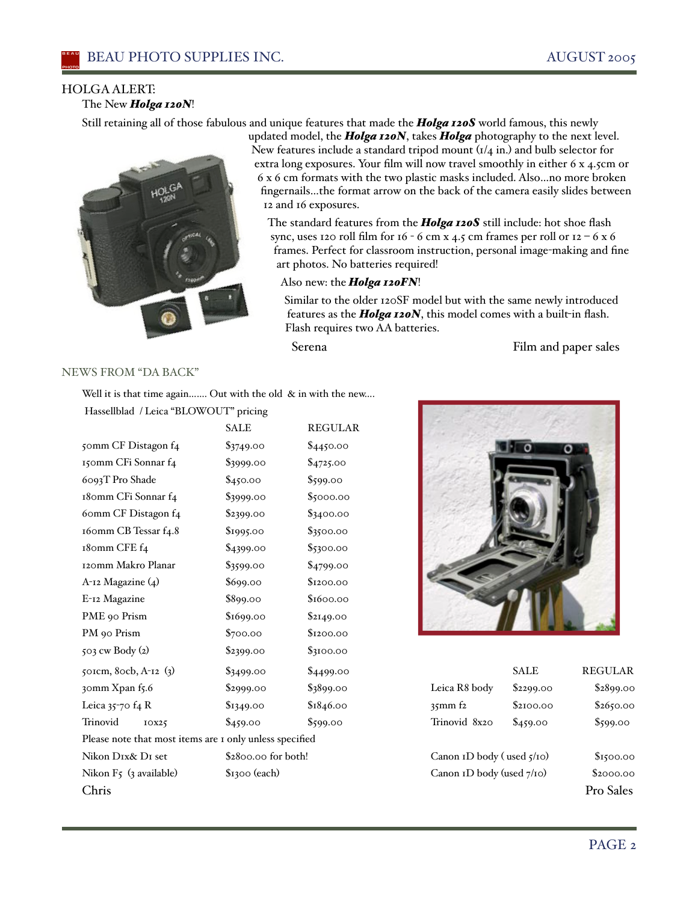## HOLGA ALERT:

The New ***Holga 120N***!

Still retaining all of those fabulous and unique features that made the ***Holga 120S*** world famous, this newly updated model, the ***Holga 120N***, takes ***Holga*** photography to the next level. New features include a standard tripod mount (1/4 in.) and bulb selector for extra long exposures. Your film will now travel smoothly in either 6 x 4.5cm or 6 x 6 cm formats with the two plastic masks included. Also...no more broken fingernails...the format arrow on the back of the camera easily slides between 12 and 16 exposures.

The standard features from the ***Holga 120S*** still include: hot shoe flash sync, uses 120 roll film for 16 - 6 cm x 4.5 cm frames per roll or 12 – 6 x 6 frames. Perfect for classroom instruction, personal image-making and fine art photos. No batteries required!

Also new: the ***Holga 120FN***!

Similar to the older 120SF model but with the same newly introduced features as the ***Holga 120N***, this model comes with a built-in flash. Flash requires two AA batteries.

Serena — Film and paper sales

## NEWS FROM "DA BACK"

Well it is that time again....... Out with the old & in with the new....

Hassellblad / Leica "BLOWOUT" pricing

| | SALE | REGULAR |
|---|---|---|
| 50mm CF Distagon f4 | $3749.00 | $4450.00 |
| 150mm CFi Sonnar f4 | $3999.00 | $4725.00 |
| 6093T Pro Shade | $450.00 | $599.00 |
| 180mm CFi Sonnar f4 | $3999.00 | $5000.00 |
| 60mm CF Distagon f4 | $2399.00 | $3400.00 |
| 160mm CB Tessar f4.8 | $1995.00 | $3500.00 |
| 180mm CFE f4 | $4399.00 | $5300.00 |
| 120mm Makro Planar | $3599.00 | $4799.00 |
| A-12 Magazine (4) | $699.00 | $1200.00 |
| E-12 Magazine | $899.00 | $1600.00 |
| PME 90 Prism | $1699.00 | $2149.00 |
| PM 90 Prism | $700.00 | $1200.00 |
| 503 cw Body (2) | $2399.00 | $3100.00 |
| 501cm, 80cb, A-12 (3) | $3499.00 | $4499.00 |
| 30mm Xpan f5.6 | $2999.00 | $3899.00 |
| Leica 35-70 f4 R | $1349.00 | $1846.00 |
| Trinovid 10x25 | $459.00 | $599.00 |

Please note that most items are 1 only unless specified

| | |
|---|---|
| Nikon D1x& D1 set | $2800.00 for both! |
| Nikon F5 (3 available) | $1300 (each) |

Chris

| | SALE | REGULAR |
|---|---|---|
| Leica R8 body | $2299.00 | $2899.00 |
| 35mm f2 | $2100.00 | $2650.00 |
| Trinovid 8x20 | $459.00 | $599.00 |

| | |
|---|---|
| Canon 1D body ( used 5/10) | $1500.00 |
| Canon 1D body (used 7/10) | $2000.00 |

Pro Sales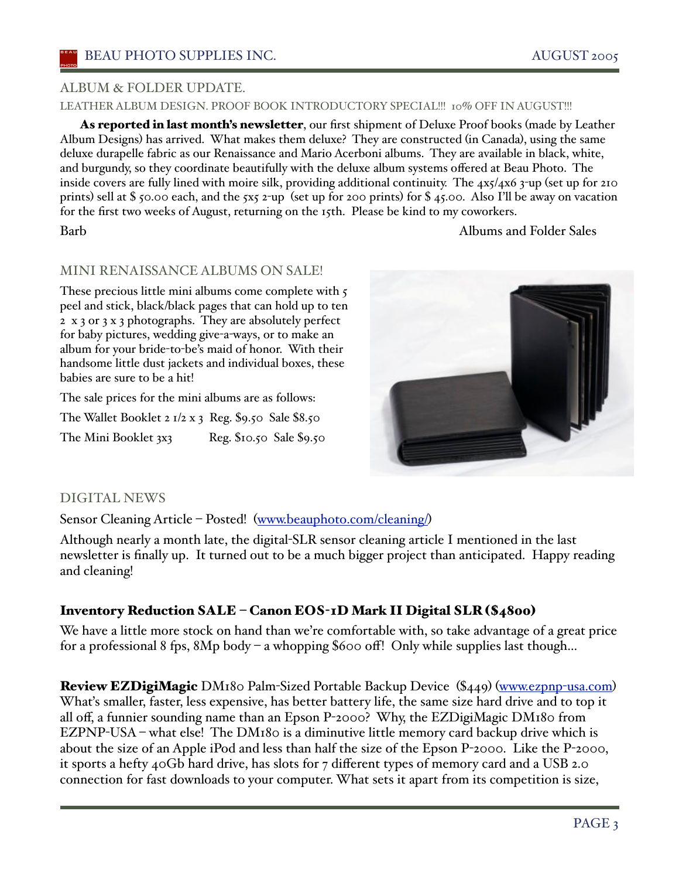## ALBUM & FOLDER UPDATE.

### LEATHER ALBUM DESIGN. PROOF BOOK INTRODUCTORY SPECIAL!!! 10% OFF IN AUGUST!!!

**As reported in last month's newsletter**, our first shipment of Deluxe Proof books (made by Leather Album Designs) has arrived. What makes them deluxe? They are constructed (in Canada), using the same deluxe durapelle fabric as our Renaissance and Mario Acerboni albums. They are available in black, white, and burgundy, so they coordinate beautifully with the deluxe album systems offered at Beau Photo. The inside covers are fully lined with moire silk, providing additional continuity. The 4x5/4x6 3-up (set up for 210 prints) sell at $ 50.00 each, and the 5x5 2-up (set up for 200 prints) for $ 45.00. Also I'll be away on vacation for the first two weeks of August, returning on the 15th. Please be kind to my coworkers.

Barb — Albums and Folder Sales

## MINI RENAISSANCE ALBUMS ON SALE!

These precious little mini albums come complete with 5 peel and stick, black/black pages that can hold up to ten 2 x 3 or 3 x 3 photographs. They are absolutely perfect for baby pictures, wedding give-a-ways, or to make an album for your bride-to-be's maid of honor. With their handsome little dust jackets and individual boxes, these babies are sure to be a hit!

The sale prices for the mini albums are as follows:

The Wallet Booklet 2 1/2 x 3 Reg. $9.50 Sale $8.50

The Mini Booklet 3x3 Reg. $10.50 Sale $9.50

## DIGITAL NEWS

Sensor Cleaning Article – Posted! (www.beauphoto.com/cleaning/)

Although nearly a month late, the digital-SLR sensor cleaning article I mentioned in the last newsletter is finally up. It turned out to be a much bigger project than anticipated. Happy reading and cleaning!

### Inventory Reduction SALE – Canon EOS-1D Mark II Digital SLR ($4800)

We have a little more stock on hand than we're comfortable with, so take advantage of a great price for a professional 8 fps, 8Mp body – a whopping $600 off! Only while supplies last though...

**Review EZDigiMagic** DM180 Palm-Sized Portable Backup Device ($449) (www.ezpnp-usa.com)
What's smaller, faster, less expensive, has better battery life, the same size hard drive and to top it all off, a funnier sounding name than an Epson P-2000? Why, the EZDigiMagic DM180 from EZPNP-USA – what else! The DM180 is a diminutive little memory card backup drive which is about the size of an Apple iPod and less than half the size of the Epson P-2000. Like the P-2000, it sports a hefty 40Gb hard drive, has slots for 7 different types of memory card and a USB 2.0 connection for fast downloads to your computer. What sets it apart from its competition is size,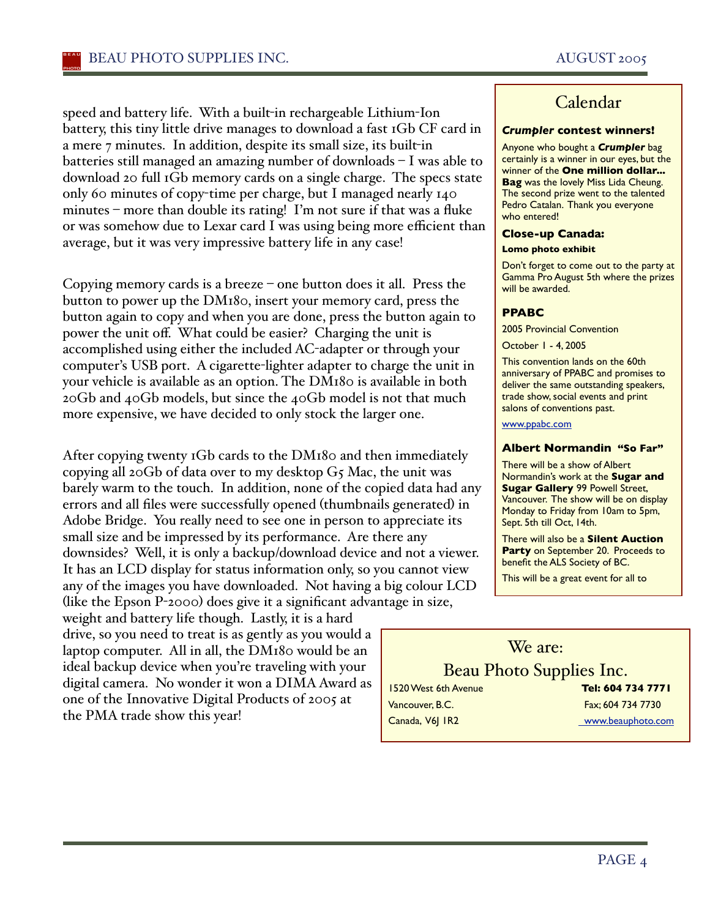speed and battery life. With a built-in rechargeable Lithium-Ion battery, this tiny little drive manages to download a fast 1Gb CF card in a mere 7 minutes. In addition, despite its small size, its built-in batteries still managed an amazing number of downloads – I was able to download 20 full 1Gb memory cards on a single charge. The specs state only 60 minutes of copy-time per charge, but I managed nearly 140 minutes – more than double its rating! I'm not sure if that was a fluke or was somehow due to Lexar card I was using being more efficient than average, but it was very impressive battery life in any case!

Copying memory cards is a breeze – one button does it all. Press the button to power up the DM180, insert your memory card, press the button again to copy and when you are done, press the button again to power the unit off. What could be easier? Charging the unit is accomplished using either the included AC-adapter or through your computer's USB port. A cigarette-lighter adapter to charge the unit in your vehicle is available as an option. The DM180 is available in both 20Gb and 40Gb models, but since the 40Gb model is not that much more expensive, we have decided to only stock the larger one.

After copying twenty 1Gb cards to the DM180 and then immediately copying all 20Gb of data over to my desktop G5 Mac, the unit was barely warm to the touch. In addition, none of the copied data had any errors and all files were successfully opened (thumbnails generated) in Adobe Bridge. You really need to see one in person to appreciate its small size and be impressed by its performance. Are there any downsides? Well, it is only a backup/download device and not a viewer. It has an LCD display for status information only, so you cannot view any of the images you have downloaded. Not having a big colour LCD (like the Epson P-2000) does give it a significant advantage in size, weight and battery life though. Lastly, it is a hard drive, so you need to treat is as gently as you would a laptop computer. All in all, the DM180 would be an ideal backup device when you're traveling with your digital camera. No wonder it won a DIMA Award as one of the Innovative Digital Products of 2005 at the PMA trade show this year!

## Calendar

### *Crumpler* contest winners!

Anyone who bought a ***Crumpler*** bag certainly is a winner in our eyes, but the winner of the **One million dollar... Bag** was the lovely Miss Lida Cheung. The second prize went to the talented Pedro Catalan. Thank you everyone who entered!

### Close-up Canada:

**Lomo photo exhibit**

Don't forget to come out to the party at Gamma Pro August 5th where the prizes will be awarded.

### PPABC

2005 Provincial Convention

October 1 - 4, 2005

This convention lands on the 60th anniversary of PPABC and promises to deliver the same outstanding speakers, trade show, social events and print salons of conventions past.

www.ppabc.com

### Albert Normandin "So Far"

There will be a show of Albert Normandin's work at the **Sugar and Sugar Gallery** 99 Powell Street, Vancouver. The show will be on display Monday to Friday from 10am to 5pm, Sept. 5th till Oct, 14th.

There will also be a **Silent Auction Party** on September 20. Proceeds to benefit the ALS Society of BC.

This will be a great event for all to

---

We are:

Beau Photo Supplies Inc.

1520 West 6th Avenue
Vancouver, B.C.
Canada, V6J 1R2

**Tel: 604 734 7771**
Fax; 604 734 7730
www.beauphoto.com